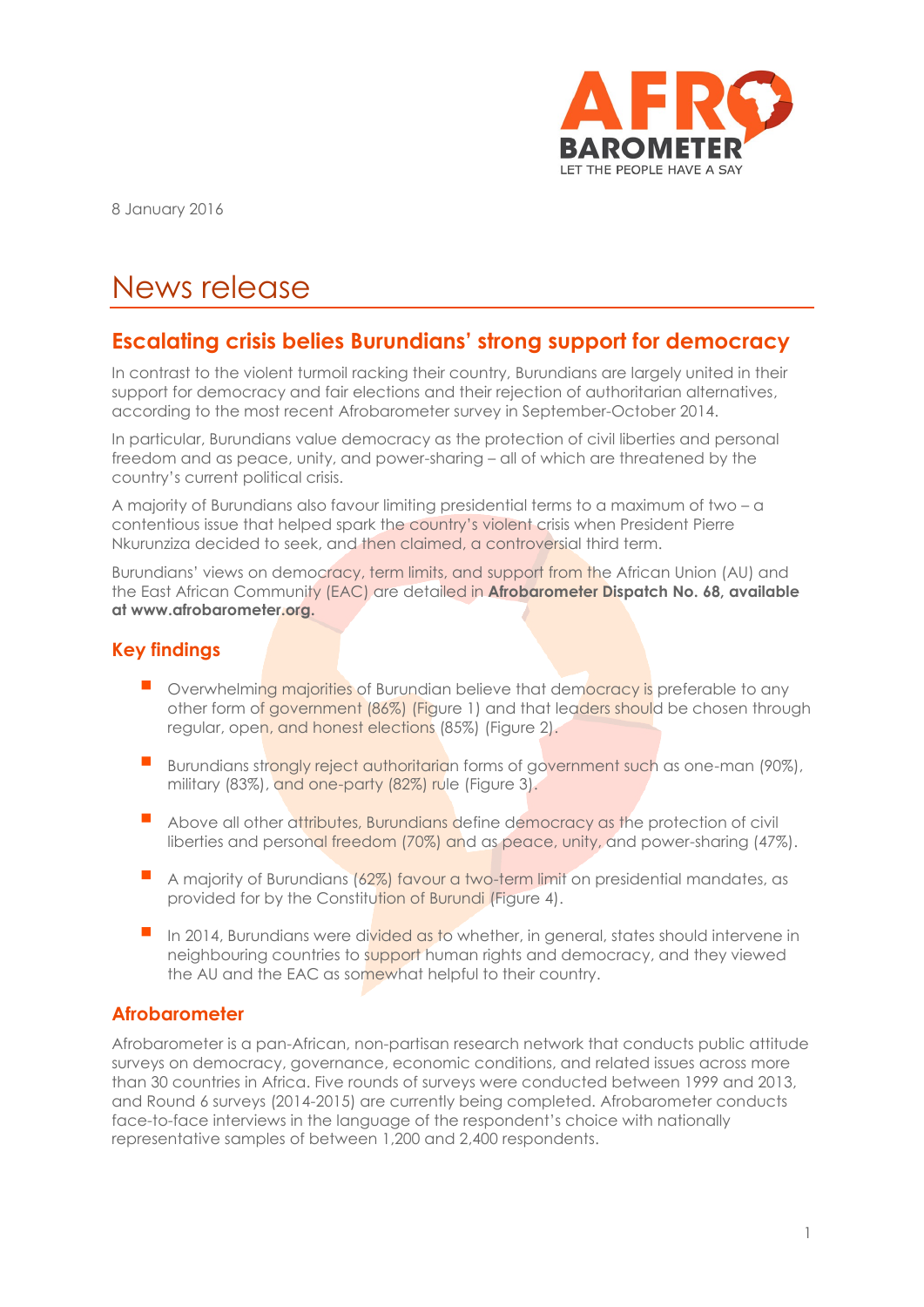8 January 2016

# News release

## Escalating crisis belies Burundians' strong support for democracy

In contrast to the violent turmoil racking their country, Burundians are largely united in their support for democracy and fair elections and their rejection of authoritarian alternatives, according to the most recent Afrobarometer survey in September-October 2014.

In particular, Burundians value democracy as the protection of civil liberties and personal freedom and as peace, unity, and power-sharing – all of which are threatened by the country's current political crisis.

A majority of Burundians also favour limiting presidential terms to a maximum of two – a contentious issue that helped spark the country's violent crisis when President Pierre Nkurunziza decided to seek, and then claimed, a controversial third term.

Burundians' views on democracy, term limits, and support from the African Union (AU) and the East African Community (EAC) are detailed in **Afrobarometer Dispatch No. 68, available at www.afrobarometer.org.**

### Key findings

- Overwhelming majorities of Burundian believe that democracy is preferable to any other form of government (86%) (Figure 1) and that leaders should be chosen through regular, open, and honest elections (85%) (Figure 2).
- Burundians strongly reject authoritarian forms of government such as one-man (90%), military (83%), and one-party (82%) rule (Figure 3).
- Above all other attributes, Burundians define democracy as the protection of civil liberties and personal freedom (70%) and as peace, unity, and power-sharing (47%).
- A majority of Burundians (62%) favour a two-term limit on presidential mandates, as provided for by the Constitution of Burundi (Figure 4).
- In 2014, Burundians were divided as to whether, in general, states should intervene in neighbouring countries to support human rights and democracy, and they viewed the AU and the EAC as somewhat helpful to their country.

### Afrobarometer

Afrobarometer is a pan-African, non-partisan research network that conducts public attitude surveys on democracy, governance, economic conditions, and related issues across more than 30 countries in Africa. Five rounds of surveys were conducted between 1999 and 2013, and Round 6 surveys (2014-2015) are currently being completed. Afrobarometer conducts face-to-face interviews in the language of the respondent's choice with nationally representative samples of between 1,200 and 2,400 respondents.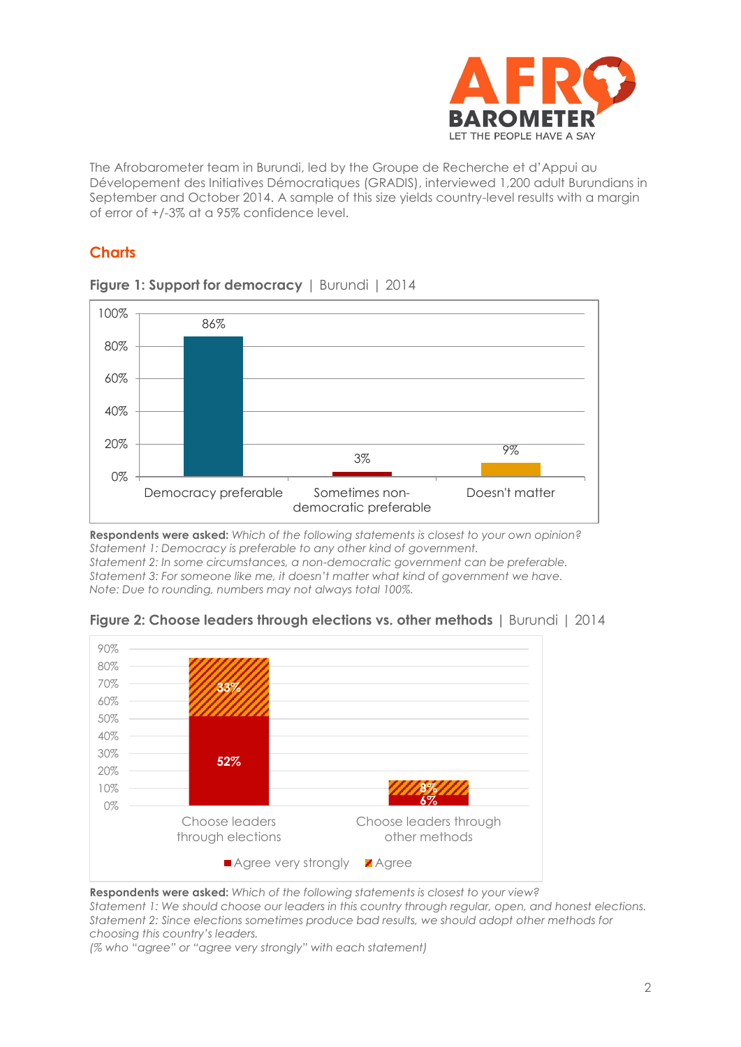The Afrobarometer team in Burundi, led by the Groupe de Recherche et d'Appui au Dévelopement des Initiatives Démocratiques (GRADIS), interviewed 1,200 adult Burundians in September and October 2014. A sample of this size yields country-level results with a margin of error of +/-3% at a 95% confidence level.

## Charts

**Figure 1: Support for democracy** | Burundi | 2014

| | Democracy preferable | Sometimes non-democratic preferable | Doesn't matter |
|---|---|---|---|
| % | 86% | 3% | 9% |

**Respondents were asked:** *Which of the following statements is closest to your own opinion?*
*Statement 1: Democracy is preferable to any other kind of government.*
*Statement 2: In some circumstances, a non-democratic government can be preferable.*
*Statement 3: For someone like me, it doesn't matter what kind of government we have.*
*Note: Due to rounding, numbers may not always total 100%.*

**Figure 2: Choose leaders through elections vs. other methods** | Burundi | 2014

| | Agree very strongly | Agree |
|---|---|---|
| Choose leaders through elections | 52% | 33% |
| Choose leaders through other methods | 6% | 8% |

**Respondents were asked:** *Which of the following statements is closest to your view?*
*Statement 1: We should choose our leaders in this country through regular, open, and honest elections.*
*Statement 2: Since elections sometimes produce bad results, we should adopt other methods for choosing this country's leaders.*
*(% who "agree" or "agree very strongly" with each statement)*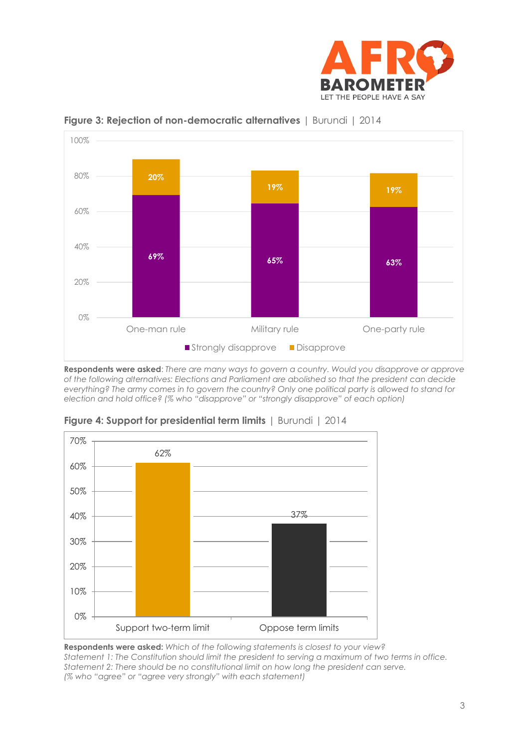**Figure 3: Rejection of non-democratic alternatives** | Burundi | 2014

| | Strongly disapprove | Disapprove |
|---|---|---|
| One-man rule | 69% | 20% |
| Military rule | 65% | 19% |
| One-party rule | 63% | 19% |

**Respondents were asked**: *There are many ways to govern a country. Would you disapprove or approve of the following alternatives: Elections and Parliament are abolished so that the president can decide everything? The army comes in to govern the country? Only one political party is allowed to stand for election and hold office? (% who "disapprove" or "strongly disapprove" of each option)*

**Figure 4: Support for presidential term limits** | Burundi | 2014

| | % |
|---|---|
| Support two-term limit | 62% |
| Oppose term limits | 37% |

**Respondents were asked:** *Which of the following statements is closest to your view?*
*Statement 1: The Constitution should limit the president to serving a maximum of two terms in office.*
*Statement 2: There should be no constitutional limit on how long the president can serve.*
*(% who "agree" or "agree very strongly" with each statement)*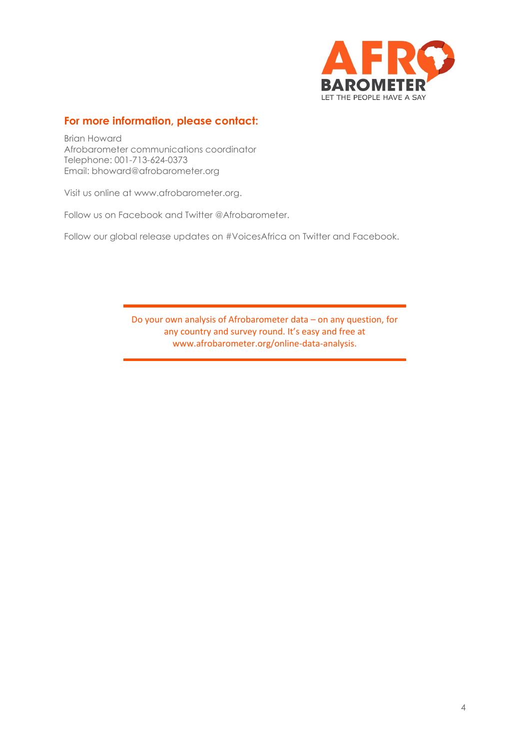### For more information, please contact:

Brian Howard
Afrobarometer communications coordinator
Telephone: 001-713-624-0373
Email: bhoward@afrobarometer.org

Visit us online at www.afrobarometer.org.

Follow us on Facebook and Twitter @Afrobarometer.

Follow our global release updates on #VoicesAfrica on Twitter and Facebook.

---

Do your own analysis of Afrobarometer data – on any question, for any country and survey round. It's easy and free at www.afrobarometer.org/online-data-analysis.

---